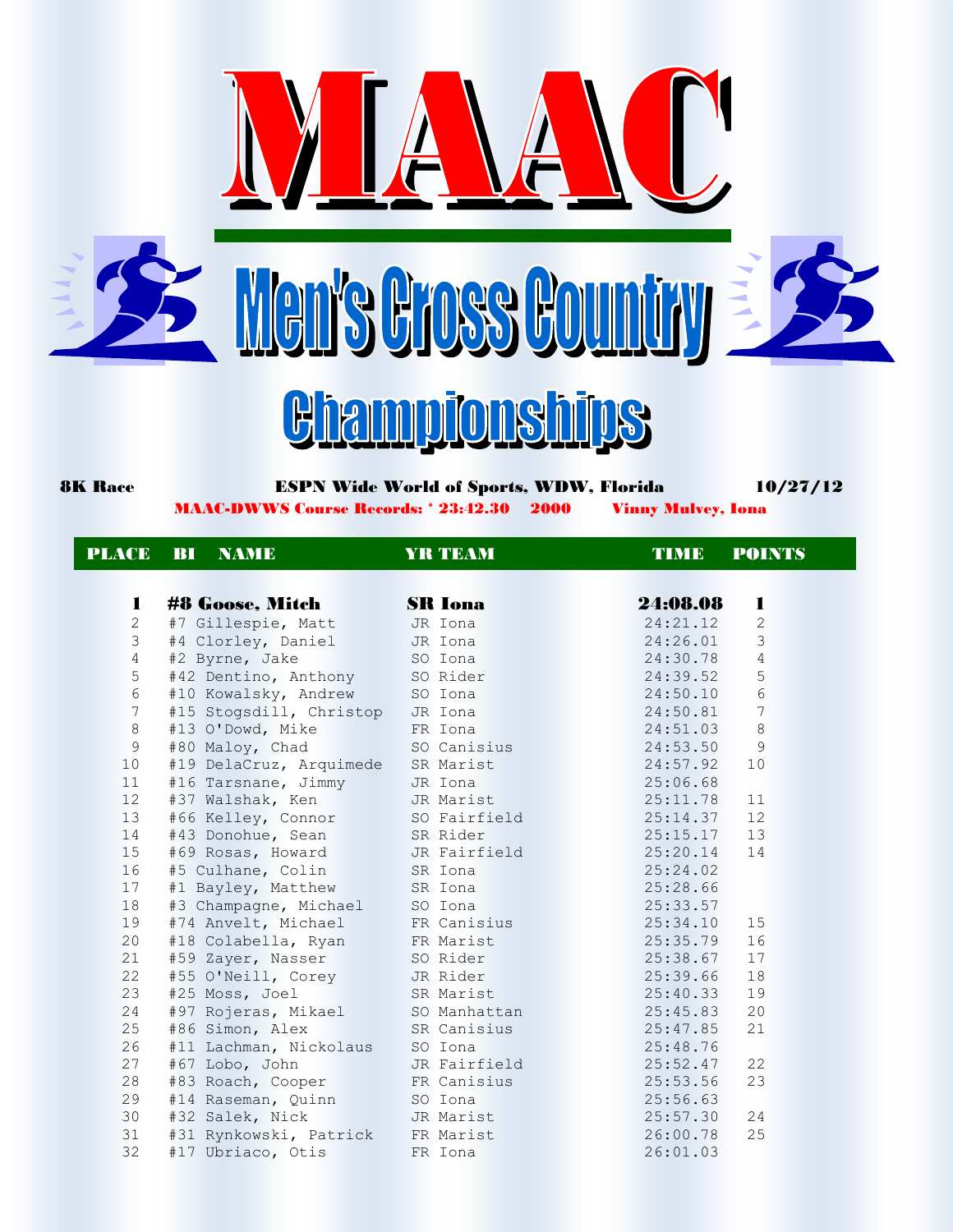# MAAC

# Men's Cross Country Championships

**8K Race** — **ESPN Wide World of Sports, WDW, Florida** — **10/27/12**

**MAAC-DWWS Course Records: * 23:42.30 2000 Vinny Mulvey, Iona**

| PLACE | BI | NAME | YR | TEAM | TIME | POINTS |
|---|---|---|---|---|---|---|
| **1** | **#8** | **Goose, Mitch** | **SR** | **Iona** | **24:08.08** | **1** |
| 2 | #7 | Gillespie, Matt | JR | Iona | 24:21.12 | 2 |
| 3 | #4 | Clorley, Daniel | JR | Iona | 24:26.01 | 3 |
| 4 | #2 | Byrne, Jake | SO | Iona | 24:30.78 | 4 |
| 5 | #42 | Dentino, Anthony | SO | Rider | 24:39.52 | 5 |
| 6 | #10 | Kowalsky, Andrew | SO | Iona | 24:50.10 | 6 |
| 7 | #15 | Stogsdill, Christop | JR | Iona | 24:50.81 | 7 |
| 8 | #13 | O'Dowd, Mike | FR | Iona | 24:51.03 | 8 |
| 9 | #80 | Maloy, Chad | SO | Canisius | 24:53.50 | 9 |
| 10 | #19 | DelaCruz, Arquimede | SR | Marist | 24:57.92 | 10 |
| 11 | #16 | Tarsnane, Jimmy | JR | Iona | 25:06.68 | |
| 12 | #37 | Walshak, Ken | JR | Marist | 25:11.78 | 11 |
| 13 | #66 | Kelley, Connor | SO | Fairfield | 25:14.37 | 12 |
| 14 | #43 | Donohue, Sean | SR | Rider | 25:15.17 | 13 |
| 15 | #69 | Rosas, Howard | JR | Fairfield | 25:20.14 | 14 |
| 16 | #5 | Culhane, Colin | SR | Iona | 25:24.02 | |
| 17 | #1 | Bayley, Matthew | SR | Iona | 25:28.66 | |
| 18 | #3 | Champagne, Michael | SO | Iona | 25:33.57 | |
| 19 | #74 | Anvelt, Michael | FR | Canisius | 25:34.10 | 15 |
| 20 | #18 | Colabella, Ryan | FR | Marist | 25:35.79 | 16 |
| 21 | #59 | Zayer, Nasser | SO | Rider | 25:38.67 | 17 |
| 22 | #55 | O'Neill, Corey | JR | Rider | 25:39.66 | 18 |
| 23 | #25 | Moss, Joel | SR | Marist | 25:40.33 | 19 |
| 24 | #97 | Rojeras, Mikael | SO | Manhattan | 25:45.83 | 20 |
| 25 | #86 | Simon, Alex | SR | Canisius | 25:47.85 | 21 |
| 26 | #11 | Lachman, Nickolaus | SO | Iona | 25:48.76 | |
| 27 | #67 | Lobo, John | JR | Fairfield | 25:52.47 | 22 |
| 28 | #83 | Roach, Cooper | FR | Canisius | 25:53.56 | 23 |
| 29 | #14 | Raseman, Quinn | SO | Iona | 25:56.63 | |
| 30 | #32 | Salek, Nick | JR | Marist | 25:57.30 | 24 |
| 31 | #31 | Rynkowski, Patrick | FR | Marist | 26:00.78 | 25 |
| 32 | #17 | Ubriaco, Otis | FR | Iona | 26:01.03 | |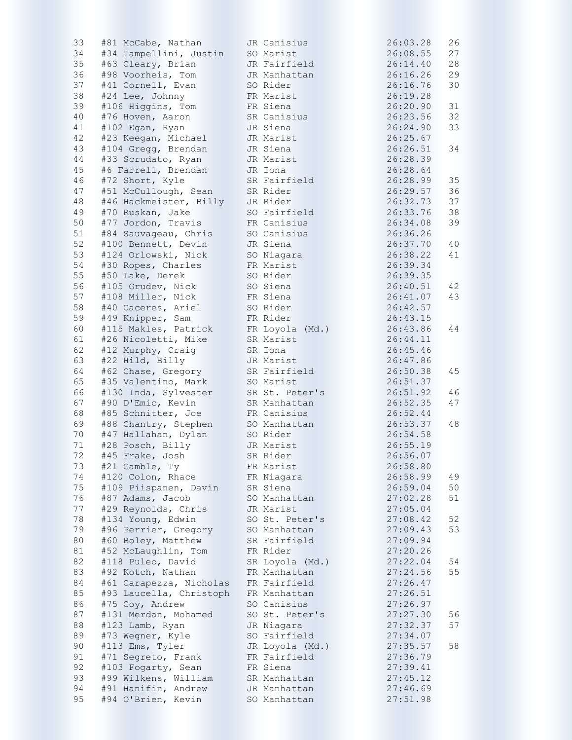| | | | | |
|---|---|---|---|---|
| 33 | #81 McCabe, Nathan | JR Canisius | 26:03.28 | 26 |
| 34 | #34 Tampellini, Justin | SO Marist | 26:08.55 | 27 |
| 35 | #63 Cleary, Brian | JR Fairfield | 26:14.40 | 28 |
| 36 | #98 Voorheis, Tom | JR Manhattan | 26:16.26 | 29 |
| 37 | #41 Cornell, Evan | SO Rider | 26:16.76 | 30 |
| 38 | #24 Lee, Johnny | FR Marist | 26:19.28 | |
| 39 | #106 Higgins, Tom | FR Siena | 26:20.90 | 31 |
| 40 | #76 Hoven, Aaron | SR Canisius | 26:23.56 | 32 |
| 41 | #102 Egan, Ryan | JR Siena | 26:24.90 | 33 |
| 42 | #23 Keegan, Michael | JR Marist | 26:25.67 | |
| 43 | #104 Gregg, Brendan | JR Siena | 26:26.51 | 34 |
| 44 | #33 Scrudato, Ryan | JR Marist | 26:28.39 | |
| 45 | #6 Farrell, Brendan | JR Iona | 26:28.64 | |
| 46 | #72 Short, Kyle | SR Fairfield | 26:28.99 | 35 |
| 47 | #51 McCullough, Sean | SR Rider | 26:29.57 | 36 |
| 48 | #46 Hackmeister, Billy | JR Rider | 26:32.73 | 37 |
| 49 | #70 Ruskan, Jake | SO Fairfield | 26:33.76 | 38 |
| 50 | #77 Jordon, Travis | FR Canisius | 26:34.08 | 39 |
| 51 | #84 Sauvageau, Chris | SO Canisius | 26:36.26 | |
| 52 | #100 Bennett, Devin | JR Siena | 26:37.70 | 40 |
| 53 | #124 Orlowski, Nick | SO Niagara | 26:38.22 | 41 |
| 54 | #30 Ropes, Charles | FR Marist | 26:39.34 | |
| 55 | #50 Lake, Derek | SO Rider | 26:39.35 | |
| 56 | #105 Grudev, Nick | SO Siena | 26:40.51 | 42 |
| 57 | #108 Miller, Nick | FR Siena | 26:41.07 | 43 |
| 58 | #40 Caceres, Ariel | SO Rider | 26:42.57 | |
| 59 | #49 Knipper, Sam | FR Rider | 26:43.15 | |
| 60 | #115 Makles, Patrick | FR Loyola (Md.) | 26:43.86 | 44 |
| 61 | #26 Nicoletti, Mike | SR Marist | 26:44.11 | |
| 62 | #12 Murphy, Craig | SR Iona | 26:45.46 | |
| 63 | #22 Hild, Billy | JR Marist | 26:47.86 | |
| 64 | #62 Chase, Gregory | SR Fairfield | 26:50.38 | 45 |
| 65 | #35 Valentino, Mark | SO Marist | 26:51.37 | |
| 66 | #130 Inda, Sylvester | SR St. Peter's | 26:51.92 | 46 |
| 67 | #90 D'Emic, Kevin | SR Manhattan | 26:52.35 | 47 |
| 68 | #85 Schnitter, Joe | FR Canisius | 26:52.44 | |
| 69 | #88 Chantry, Stephen | SO Manhattan | 26:53.37 | 48 |
| 70 | #47 Hallahan, Dylan | SO Rider | 26:54.58 | |
| 71 | #28 Posch, Billy | JR Marist | 26:55.19 | |
| 72 | #45 Frake, Josh | SR Rider | 26:56.07 | |
| 73 | #21 Gamble, Ty | FR Marist | 26:58.80 | |
| 74 | #120 Colon, Rhace | FR Niagara | 26:58.99 | 49 |
| 75 | #109 Piispanen, Davin | SR Siena | 26:59.04 | 50 |
| 76 | #87 Adams, Jacob | SO Manhattan | 27:02.28 | 51 |
| 77 | #29 Reynolds, Chris | JR Marist | 27:05.04 | |
| 78 | #134 Young, Edwin | SO St. Peter's | 27:08.42 | 52 |
| 79 | #96 Perrier, Gregory | SO Manhattan | 27:09.43 | 53 |
| 80 | #60 Boley, Matthew | SR Fairfield | 27:09.94 | |
| 81 | #52 McLaughlin, Tom | FR Rider | 27:20.26 | |
| 82 | #118 Puleo, David | SR Loyola (Md.) | 27:22.04 | 54 |
| 83 | #92 Kotch, Nathan | FR Manhattan | 27:24.56 | 55 |
| 84 | #61 Carapezza, Nicholas | FR Fairfield | 27:26.47 | |
| 85 | #93 Laucella, Christoph | FR Manhattan | 27:26.51 | |
| 86 | #75 Coy, Andrew | SO Canisius | 27:26.97 | |
| 87 | #131 Merdan, Mohamed | SO St. Peter's | 27:27.30 | 56 |
| 88 | #123 Lamb, Ryan | JR Niagara | 27:32.37 | 57 |
| 89 | #73 Wegner, Kyle | SO Fairfield | 27:34.07 | |
| 90 | #113 Ems, Tyler | JR Loyola (Md.) | 27:35.57 | 58 |
| 91 | #71 Segreto, Frank | FR Fairfield | 27:36.79 | |
| 92 | #103 Fogarty, Sean | FR Siena | 27:39.41 | |
| 93 | #99 Wilkens, William | SR Manhattan | 27:45.12 | |
| 94 | #91 Hanifin, Andrew | JR Manhattan | 27:46.69 | |
| 95 | #94 O'Brien, Kevin | SO Manhattan | 27:51.98 | |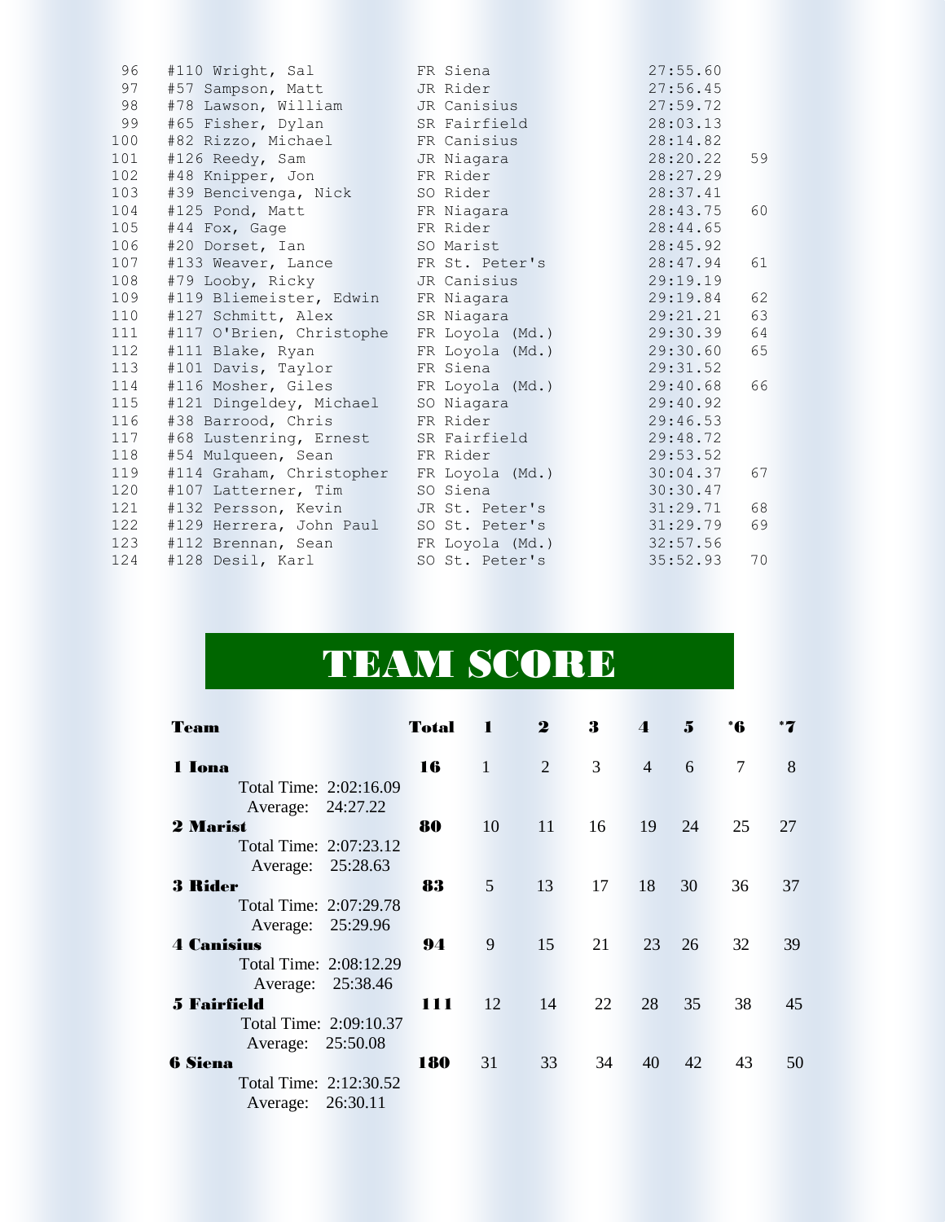| | | | | |
|---|---|---|---|---|
| 96 | #110 Wright, Sal | FR Siena | 27:55.60 | |
| 97 | #57 Sampson, Matt | JR Rider | 27:56.45 | |
| 98 | #78 Lawson, William | JR Canisius | 27:59.72 | |
| 99 | #65 Fisher, Dylan | SR Fairfield | 28:03.13 | |
| 100 | #82 Rizzo, Michael | FR Canisius | 28:14.82 | |
| 101 | #126 Reedy, Sam | JR Niagara | 28:20.22 | 59 |
| 102 | #48 Knipper, Jon | FR Rider | 28:27.29 | |
| 103 | #39 Bencivenga, Nick | SO Rider | 28:37.41 | |
| 104 | #125 Pond, Matt | FR Niagara | 28:43.75 | 60 |
| 105 | #44 Fox, Gage | FR Rider | 28:44.65 | |
| 106 | #20 Dorset, Ian | SO Marist | 28:45.92 | |
| 107 | #133 Weaver, Lance | FR St. Peter's | 28:47.94 | 61 |
| 108 | #79 Looby, Ricky | JR Canisius | 29:19.19 | |
| 109 | #119 Bliemeister, Edwin | FR Niagara | 29:19.84 | 62 |
| 110 | #127 Schmitt, Alex | SR Niagara | 29:21.21 | 63 |
| 111 | #117 O'Brien, Christophe | FR Loyola (Md.) | 29:30.39 | 64 |
| 112 | #111 Blake, Ryan | FR Loyola (Md.) | 29:30.60 | 65 |
| 113 | #101 Davis, Taylor | FR Siena | 29:31.52 | |
| 114 | #116 Mosher, Giles | FR Loyola (Md.) | 29:40.68 | 66 |
| 115 | #121 Dingeldey, Michael | SO Niagara | 29:40.92 | |
| 116 | #38 Barrood, Chris | FR Rider | 29:46.53 | |
| 117 | #68 Lustenring, Ernest | SR Fairfield | 29:48.72 | |
| 118 | #54 Mulqueen, Sean | FR Rider | 29:53.52 | |
| 119 | #114 Graham, Christopher | FR Loyola (Md.) | 30:04.37 | 67 |
| 120 | #107 Latterner, Tim | SO Siena | 30:30.47 | |
| 121 | #132 Persson, Kevin | JR St. Peter's | 31:29.71 | 68 |
| 122 | #129 Herrera, John Paul | SO St. Peter's | 31:29.79 | 69 |
| 123 | #112 Brennan, Sean | FR Loyola (Md.) | 32:57.56 | |
| 124 | #128 Desil, Karl | SO St. Peter's | 35:52.93 | 70 |

# TEAM SCORE

| Team | Total | 1 | 2 | 3 | 4 | 5 | *6 | *7 |
|---|---|---|---|---|---|---|---|---|
| **1 Iona** | **16** | 1 | 2 | 3 | 4 | 6 | 7 | 8 |
| Total Time: 2:02:16.09 Average: 24:27.22 | | | | | | | | |
| **2 Marist** | **80** | 10 | 11 | 16 | 19 | 24 | 25 | 27 |
| Total Time: 2:07:23.12 Average: 25:28.63 | | | | | | | | |
| **3 Rider** | **83** | 5 | 13 | 17 | 18 | 30 | 36 | 37 |
| Total Time: 2:07:29.78 Average: 25:29.96 | | | | | | | | |
| **4 Canisius** | **94** | 9 | 15 | 21 | 23 | 26 | 32 | 39 |
| Total Time: 2:08:12.29 Average: 25:38.46 | | | | | | | | |
| **5 Fairfield** | **111** | 12 | 14 | 22 | 28 | 35 | 38 | 45 |
| Total Time: 2:09:10.37 Average: 25:50.08 | | | | | | | | |
| **6 Siena** | **180** | 31 | 33 | 34 | 40 | 42 | 43 | 50 |
| Total Time: 2:12:30.52 Average: 26:30.11 | | | | | | | | |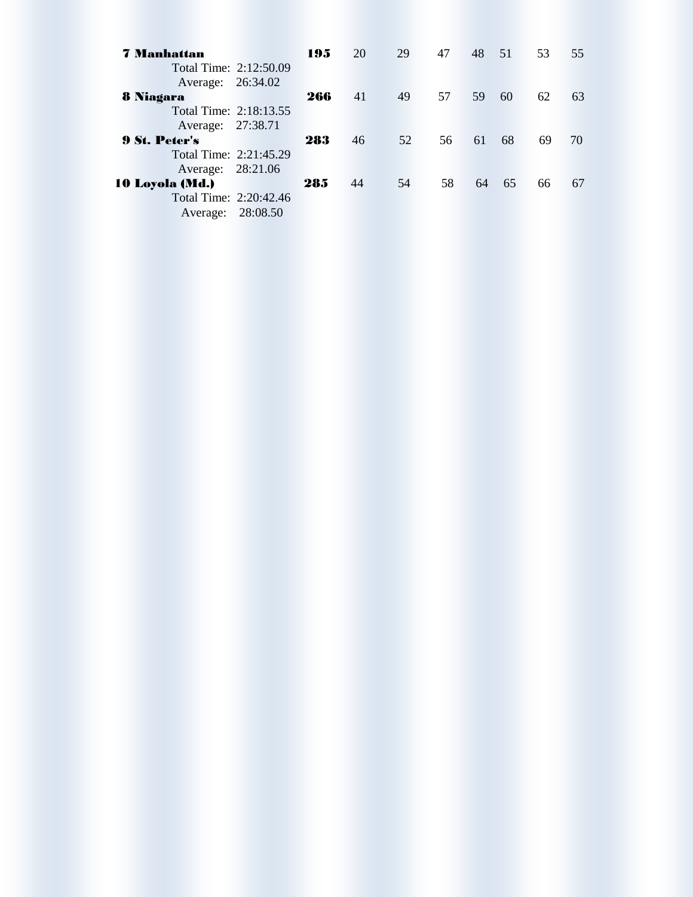| | | | | | | | | |
|---|---|---|---|---|---|---|---|---|
| **7 Manhattan** | **195** | 20 | 29 | 47 | 48 | 51 | 53 | 55 |
| Total Time: 2:12:50.09 | | | | | | | | |
| Average: 26:34.02 | | | | | | | | |
| **8 Niagara** | **266** | 41 | 49 | 57 | 59 | 60 | 62 | 63 |
| Total Time: 2:18:13.55 | | | | | | | | |
| Average: 27:38.71 | | | | | | | | |
| **9 St. Peter's** | **283** | 46 | 52 | 56 | 61 | 68 | 69 | 70 |
| Total Time: 2:21:45.29 | | | | | | | | |
| Average: 28:21.06 | | | | | | | | |
| **10 Loyola (Md.)** | **285** | 44 | 54 | 58 | 64 | 65 | 66 | 67 |
| Total Time: 2:20:42.46 | | | | | | | | |
| Average: 28:08.50 | | | | | | | | |